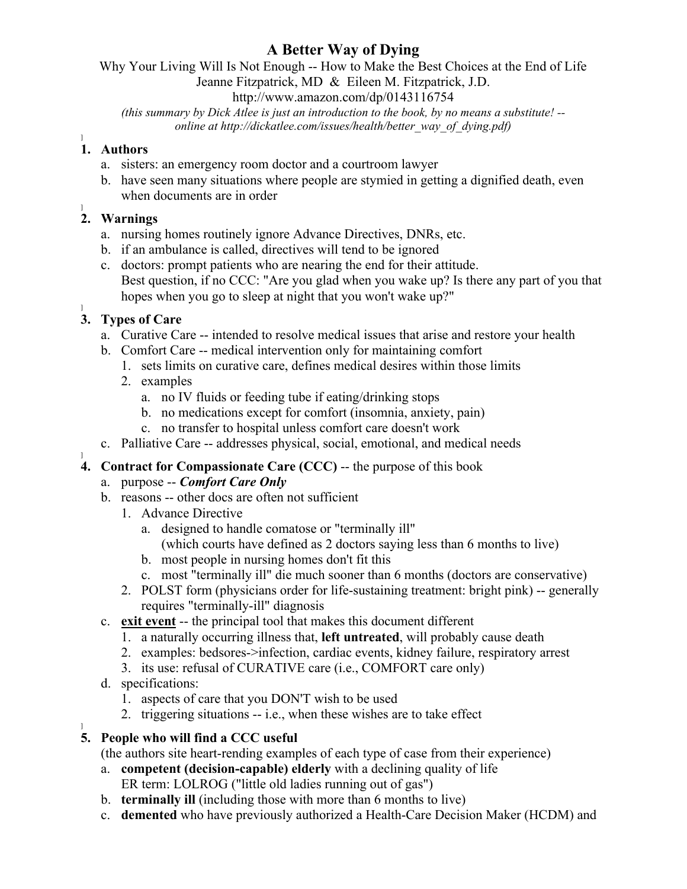# A Better Way of Dying

Why Your Living Will Is Not Enough -- How to Make the Best Choices at the End of Life
Jeanne Fitzpatrick, MD & Eileen M. Fitzpatrick, J.D.
http://www.amazon.com/dp/0143116754

*(this summary by Dick Atlee is just an introduction to the book, by no means a substitute! -- online at http://dickatlee.com/issues/health/better_way_of_dying.pdf)*

1. **Authors**
   a. sisters: an emergency room doctor and a courtroom lawyer
   b. have seen many situations where people are stymied in getting a dignified death, even when documents are in order

2. **Warnings**
   a. nursing homes routinely ignore Advance Directives, DNRs, etc.
   b. if an ambulance is called, directives will tend to be ignored
   c. doctors: prompt patients who are nearing the end for their attitude.
      Best question, if no CCC: "Are you glad when you wake up? Is there any part of you that hopes when you go to sleep at night that you won't wake up?"

3. **Types of Care**
   a. Curative Care -- intended to resolve medical issues that arise and restore your health
   b. Comfort Care -- medical intervention only for maintaining comfort
      1. sets limits on curative care, defines medical desires within those limits
      2. examples
         a. no IV fluids or feeding tube if eating/drinking stops
         b. no medications except for comfort (insomnia, anxiety, pain)
         c. no transfer to hospital unless comfort care doesn't work
   c. Palliative Care -- addresses physical, social, emotional, and medical needs

4. **Contract for Compassionate Care (CCC)** -- the purpose of this book
   a. purpose -- ***Comfort Care Only***
   b. reasons -- other docs are often not sufficient
      1. Advance Directive
         a. designed to handle comatose or "terminally ill"
            (which courts have defined as 2 doctors saying less than 6 months to live)
         b. most people in nursing homes don't fit this
         c. most "terminally ill" die much sooner than 6 months (doctors are conservative)
      2. POLST form (physicians order for life-sustaining treatment: bright pink) -- generally requires "terminally-ill" diagnosis
   c. **exit event** -- the principal tool that makes this document different
      1. a naturally occurring illness that, **left untreated**, will probably cause death
      2. examples: bedsores->infection, cardiac events, kidney failure, respiratory arrest
      3. its use: refusal of CURATIVE care (i.e., COMFORT care only)
   d. specifications:
      1. aspects of care that you DON'T wish to be used
      2. triggering situations -- i.e., when these wishes are to take effect

5. **People who will find a CCC useful**
   (the authors site heart-rending examples of each type of case from their experience)
   a. **competent (decision-capable) elderly** with a declining quality of life
      ER term: LOLROG ("little old ladies running out of gas")
   b. **terminally ill** (including those with more than 6 months to live)
   c. **demented** who have previously authorized a Health-Care Decision Maker (HCDM) and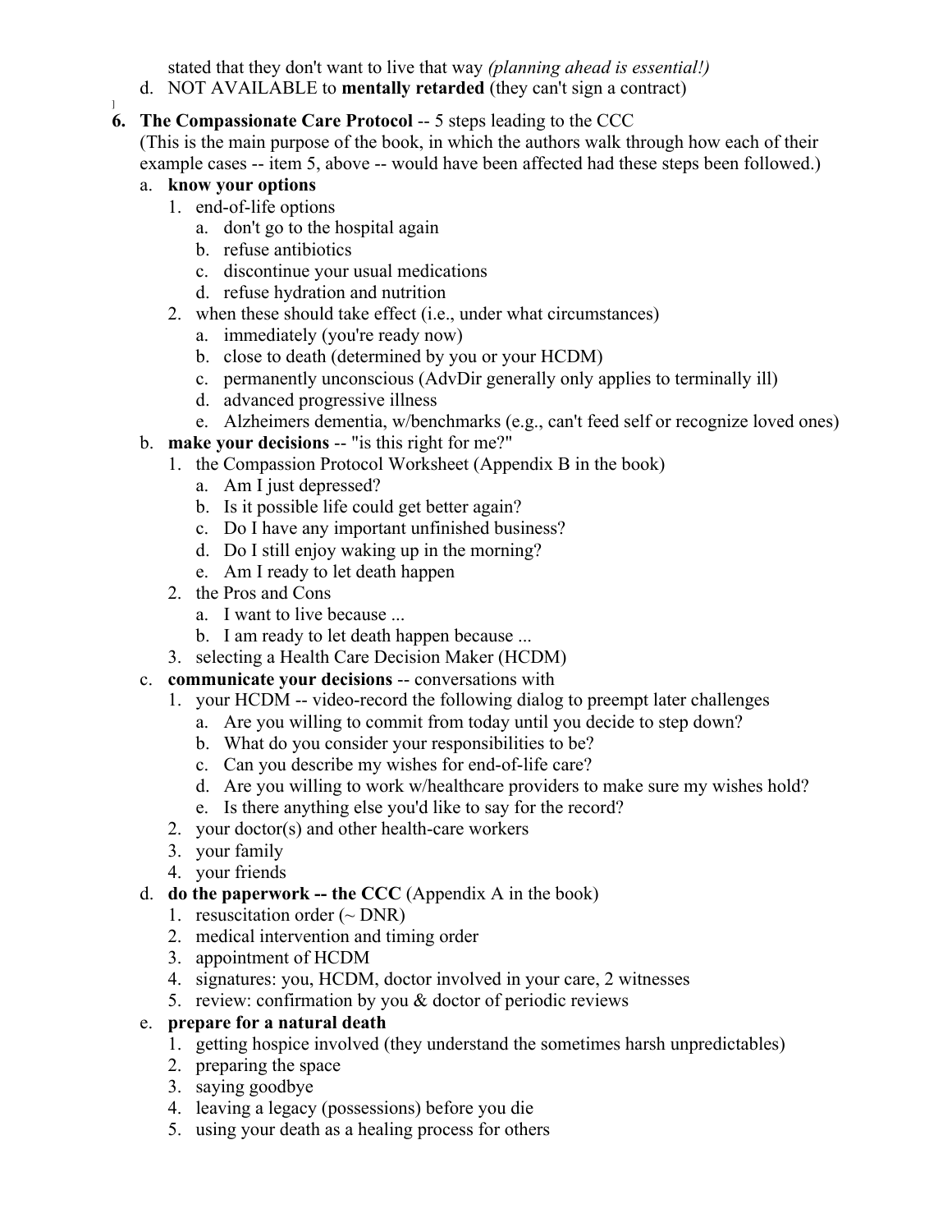stated that they don't want to live that way *(planning ahead is essential!)*

d. NOT AVAILABLE to **mentally retarded** (they can't sign a contract)

6. **The Compassionate Care Protocol** -- 5 steps leading to the CCC
   (This is the main purpose of the book, in which the authors walk through how each of their example cases -- item 5, above -- would have been affected had these steps been followed.)
   a. **know your options**
      1. end-of-life options
         a. don't go to the hospital again
         b. refuse antibiotics
         c. discontinue your usual medications
         d. refuse hydration and nutrition
      2. when these should take effect (i.e., under what circumstances)
         a. immediately (you're ready now)
         b. close to death (determined by you or your HCDM)
         c. permanently unconscious (AdvDir generally only applies to terminally ill)
         d. advanced progressive illness
         e. Alzheimers dementia, w/benchmarks (e.g., can't feed self or recognize loved ones)
   b. **make your decisions** -- "is this right for me?"
      1. the Compassion Protocol Worksheet (Appendix B in the book)
         a. Am I just depressed?
         b. Is it possible life could get better again?
         c. Do I have any important unfinished business?
         d. Do I still enjoy waking up in the morning?
         e. Am I ready to let death happen
      2. the Pros and Cons
         a. I want to live because ...
         b. I am ready to let death happen because ...
      3. selecting a Health Care Decision Maker (HCDM)
   c. **communicate your decisions** -- conversations with
      1. your HCDM -- video-record the following dialog to preempt later challenges
         a. Are you willing to commit from today until you decide to step down?
         b. What do you consider your responsibilities to be?
         c. Can you describe my wishes for end-of-life care?
         d. Are you willing to work w/healthcare providers to make sure my wishes hold?
         e. Is there anything else you'd like to say for the record?
      2. your doctor(s) and other health-care workers
      3. your family
      4. your friends
   d. **do the paperwork -- the CCC** (Appendix A in the book)
      1. resuscitation order (~ DNR)
      2. medical intervention and timing order
      3. appointment of HCDM
      4. signatures: you, HCDM, doctor involved in your care, 2 witnesses
      5. review: confirmation by you & doctor of periodic reviews
   e. **prepare for a natural death**
      1. getting hospice involved (they understand the sometimes harsh unpredictables)
      2. preparing the space
      3. saying goodbye
      4. leaving a legacy (possessions) before you die
      5. using your death as a healing process for others